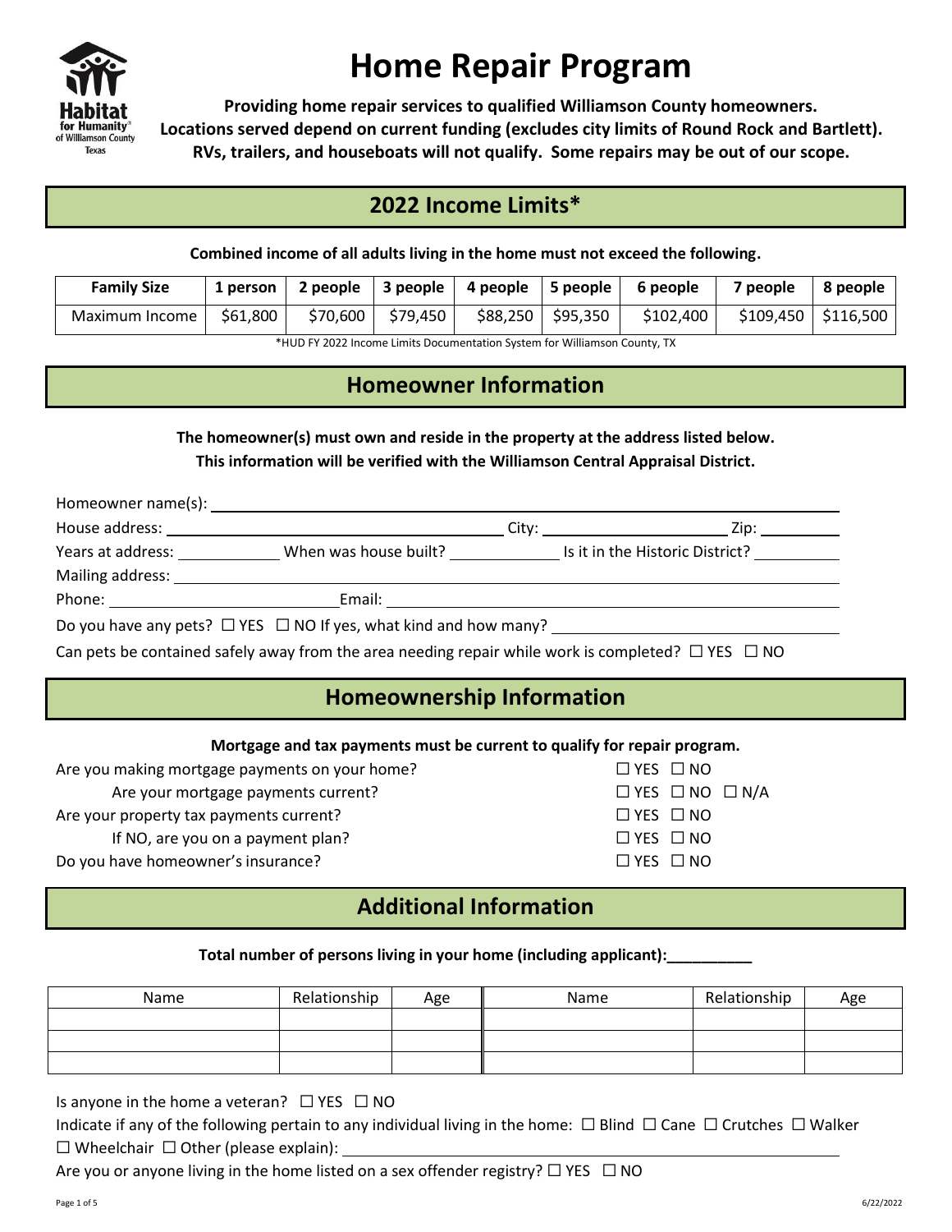# Home Repair Program

**Providing home repair services to qualified Williamson County homeowners.**
**Locations served depend on current funding (excludes city limits of Round Rock and Bartlett).**
**RVs, trailers, and houseboats will not qualify. Some repairs may be out of our scope.**

## 2022 Income Limits*

**Combined income of all adults living in the home must not exceed the following.**

| Family Size | 1 person | 2 people | 3 people | 4 people | 5 people | 6 people | 7 people | 8 people |
|---|---|---|---|---|---|---|---|---|
| Maximum Income | $61,800 | $70,600 | $79,450 | $88,250 | $95,350 | $102,400 | $109,450 | $116,500 |

*HUD FY 2022 Income Limits Documentation System for Williamson County, TX

## Homeowner Information

**The homeowner(s) must own and reside in the property at the address listed below.**
**This information will be verified with the Williamson Central Appraisal District.**

Homeowner name(s): ____________________

House address: ____________________ City: ____________ Zip: ________

Years at address: ________ When was house built? ________ Is it in the Historic District? ________

Mailing address: ____________________

Phone: ____________ Email: ____________________

Do you have any pets? ☐ YES ☐ NO If yes, what kind and how many? ____________

Can pets be contained safely away from the area needing repair while work is completed? ☐ YES ☐ NO

## Homeownership Information

**Mortgage and tax payments must be current to qualify for repair program.**

Are you making mortgage payments on your home? ☐ YES ☐ NO

Are your mortgage payments current? ☐ YES ☐ NO ☐ N/A

Are your property tax payments current? ☐ YES ☐ NO

If NO, are you on a payment plan? ☐ YES ☐ NO

Do you have homeowner's insurance? ☐ YES ☐ NO

## Additional Information

**Total number of persons living in your home (including applicant):__________**

| Name | Relationship | Age | Name | Relationship | Age |
|---|---|---|---|---|---|
| | | | | | |
| | | | | | |
| | | | | | |

Is anyone in the home a veteran? ☐ YES ☐ NO

Indicate if any of the following pertain to any individual living in the home: ☐ Blind ☐ Cane ☐ Crutches ☐ Walker ☐ Wheelchair ☐ Other (please explain): ____________________

Are you or anyone living in the home listed on a sex offender registry? ☐ YES ☐ NO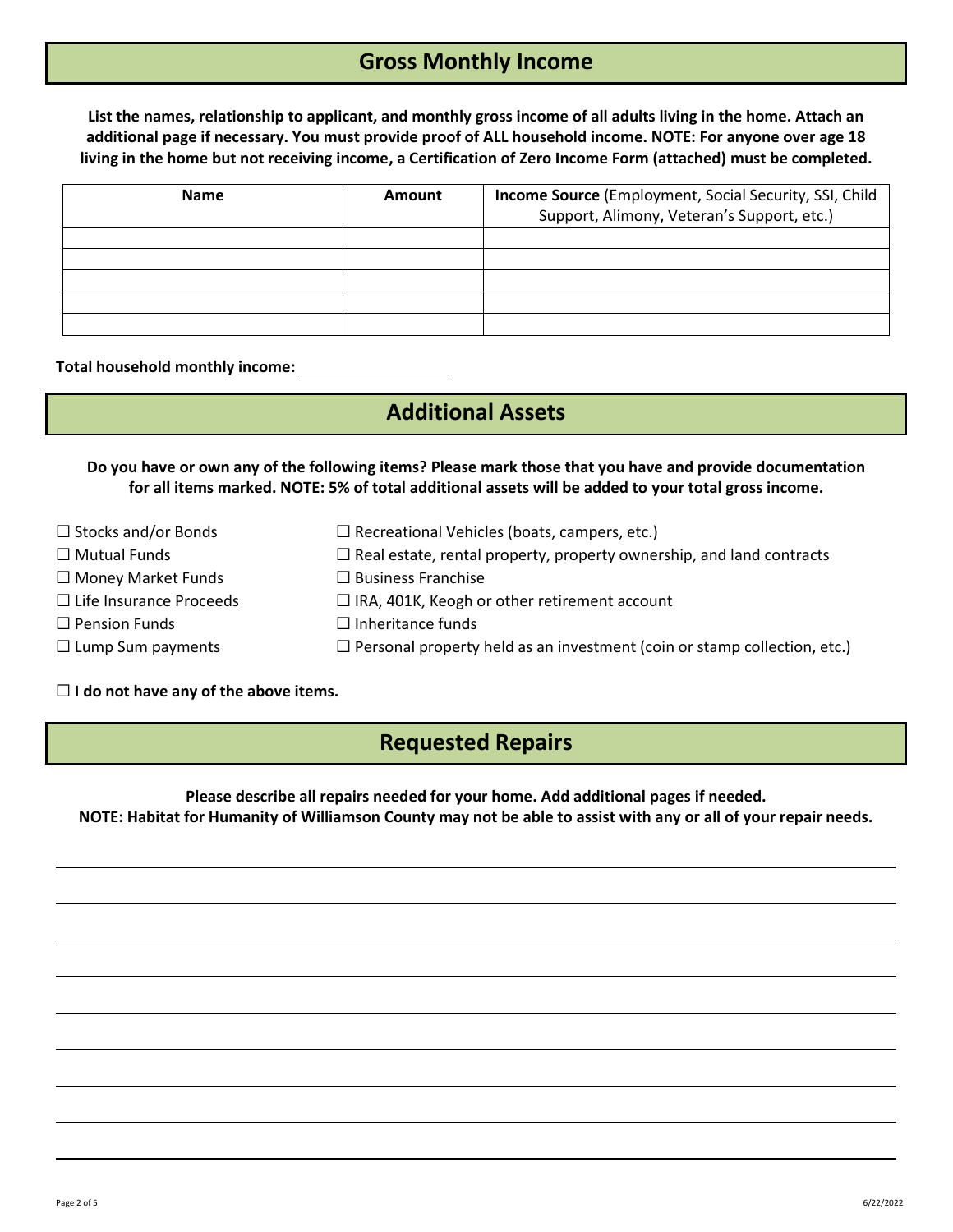## Gross Monthly Income

**List the names, relationship to applicant, and monthly gross income of all adults living in the home. Attach an additional page if necessary. You must provide proof of ALL household income. NOTE: For anyone over age 18 living in the home but not receiving income, a Certification of Zero Income Form (attached) must be completed.**

| Name | Amount | **Income Source** (Employment, Social Security, SSI, Child Support, Alimony, Veteran's Support, etc.) |
|---|---|---|
| | | |
| | | |
| | | |
| | | |
| | | |

**Total household monthly income:** ____________________

## Additional Assets

**Do you have or own any of the following items? Please mark those that you have and provide documentation for all items marked. NOTE: 5% of total additional assets will be added to your total gross income.**

☐ Stocks and/or Bonds
☐ Mutual Funds
☐ Money Market Funds
☐ Life Insurance Proceeds
☐ Pension Funds
☐ Lump Sum payments
☐ Recreational Vehicles (boats, campers, etc.)
☐ Real estate, rental property, property ownership, and land contracts
☐ Business Franchise
☐ IRA, 401K, Keogh or other retirement account
☐ Inheritance funds
☐ Personal property held as an investment (coin or stamp collection, etc.)

☐ **I do not have any of the above items.**

## Requested Repairs

**Please describe all repairs needed for your home. Add additional pages if needed.**
**NOTE: Habitat for Humanity of Williamson County may not be able to assist with any or all of your repair needs.**

______________________________________________________________________________

______________________________________________________________________________

______________________________________________________________________________

______________________________________________________________________________

______________________________________________________________________________

______________________________________________________________________________

______________________________________________________________________________

______________________________________________________________________________

______________________________________________________________________________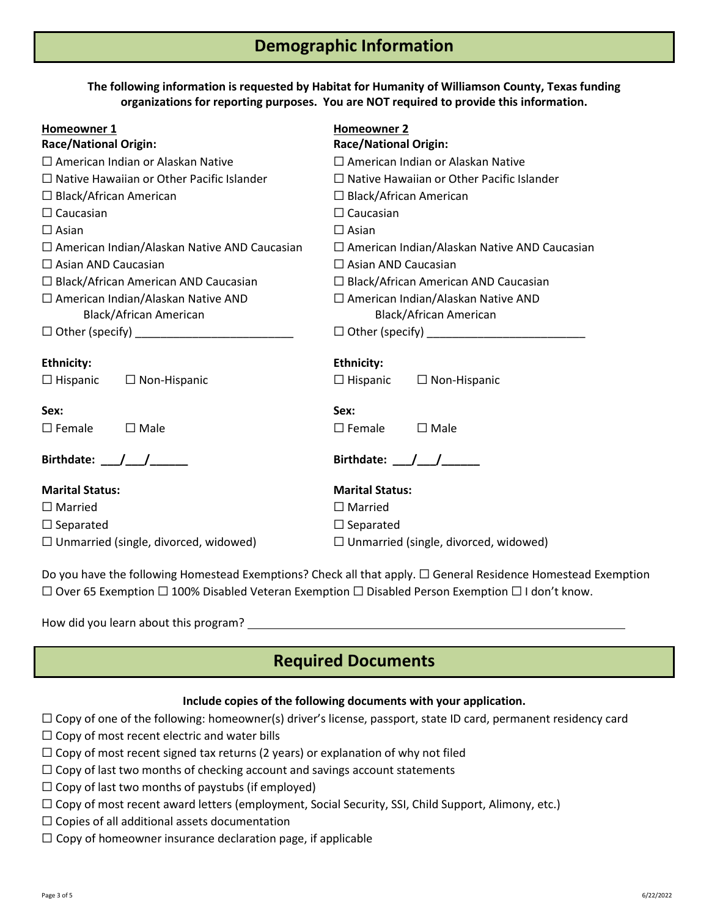## Demographic Information

**The following information is requested by Habitat for Humanity of Williamson County, Texas funding organizations for reporting purposes. You are NOT required to provide this information.**

**Homeowner 1**

**Race/National Origin:**

☐ American Indian or Alaskan Native
☐ Native Hawaiian or Other Pacific Islander
☐ Black/African American
☐ Caucasian
☐ Asian
☐ American Indian/Alaskan Native AND Caucasian
☐ Asian AND Caucasian
☐ Black/African American AND Caucasian
☐ American Indian/Alaskan Native AND Black/African American
☐ Other (specify) _________________________

**Ethnicity:**

☐ Hispanic ☐ Non-Hispanic

**Sex:**

☐ Female ☐ Male

**Birthdate: ___/___/______**

**Marital Status:**

☐ Married
☐ Separated
☐ Unmarried (single, divorced, widowed)

**Homeowner 2**

**Race/National Origin:**

☐ American Indian or Alaskan Native
☐ Native Hawaiian or Other Pacific Islander
☐ Black/African American
☐ Caucasian
☐ Asian
☐ American Indian/Alaskan Native AND Caucasian
☐ Asian AND Caucasian
☐ Black/African American AND Caucasian
☐ American Indian/Alaskan Native AND Black/African American
☐ Other (specify) _________________________

**Ethnicity:**

☐ Hispanic ☐ Non-Hispanic

**Sex:**

☐ Female ☐ Male

**Birthdate: ___/___/______**

**Marital Status:**

☐ Married
☐ Separated
☐ Unmarried (single, divorced, widowed)

Do you have the following Homestead Exemptions? Check all that apply. ☐ General Residence Homestead Exemption ☐ Over 65 Exemption ☐ 100% Disabled Veteran Exemption ☐ Disabled Person Exemption ☐ I don't know.

How did you learn about this program? ____________________________________________________________

## Required Documents

**Include copies of the following documents with your application.**

☐ Copy of one of the following: homeowner(s) driver's license, passport, state ID card, permanent residency card
☐ Copy of most recent electric and water bills
☐ Copy of most recent signed tax returns (2 years) or explanation of why not filed
☐ Copy of last two months of checking account and savings account statements
☐ Copy of last two months of paystubs (if employed)
☐ Copy of most recent award letters (employment, Social Security, SSI, Child Support, Alimony, etc.)
☐ Copies of all additional assets documentation
☐ Copy of homeowner insurance declaration page, if applicable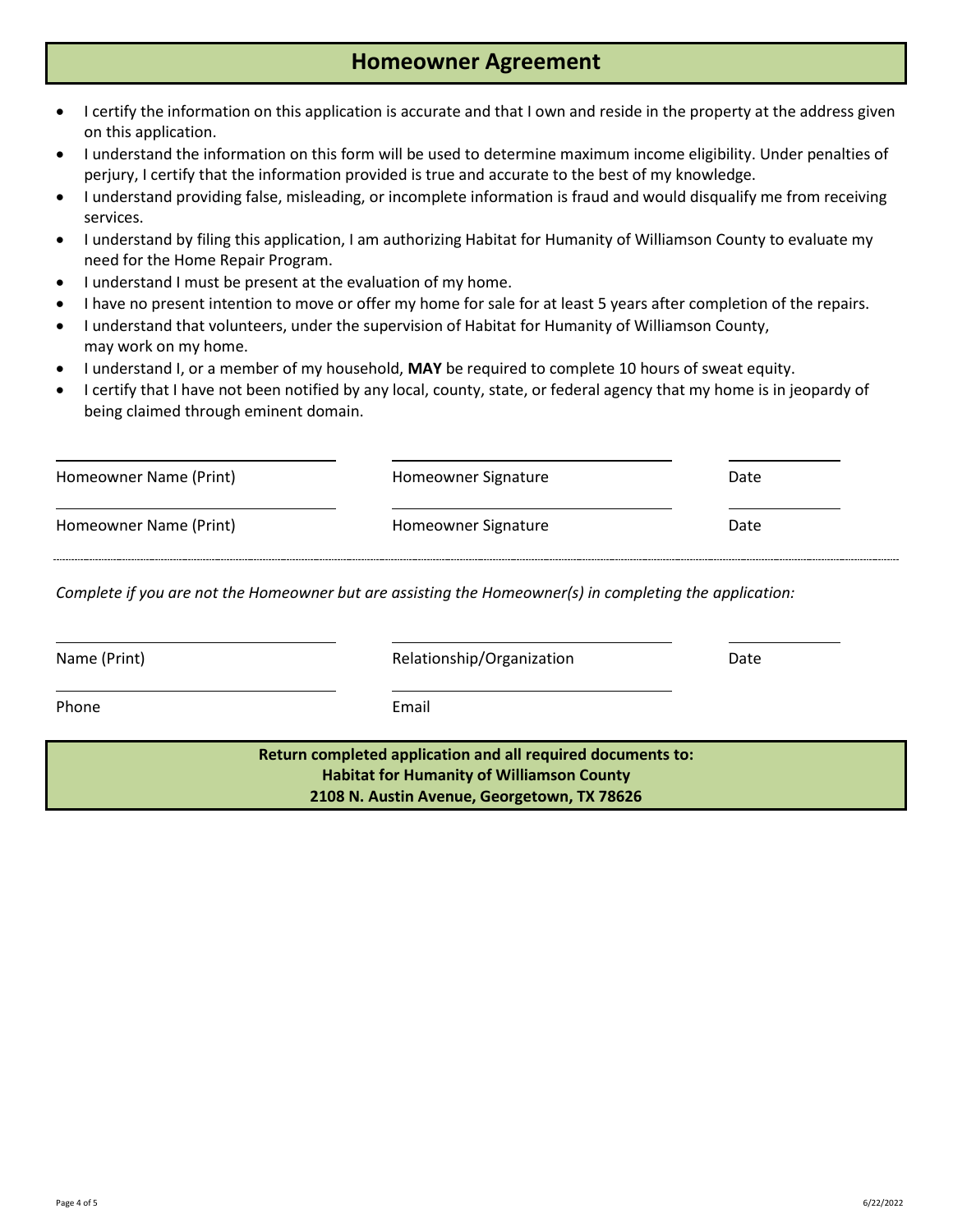## Homeowner Agreement

- I certify the information on this application is accurate and that I own and reside in the property at the address given on this application.
- I understand the information on this form will be used to determine maximum income eligibility. Under penalties of perjury, I certify that the information provided is true and accurate to the best of my knowledge.
- I understand providing false, misleading, or incomplete information is fraud and would disqualify me from receiving services.
- I understand by filing this application, I am authorizing Habitat for Humanity of Williamson County to evaluate my need for the Home Repair Program.
- I understand I must be present at the evaluation of my home.
- I have no present intention to move or offer my home for sale for at least 5 years after completion of the repairs.
- I understand that volunteers, under the supervision of Habitat for Humanity of Williamson County, may work on my home.
- I understand I, or a member of my household, **MAY** be required to complete 10 hours of sweat equity.
- I certify that I have not been notified by any local, county, state, or federal agency that my home is in jeopardy of being claimed through eminent domain.

| | | |
|---|---|---|
| Homeowner Name (Print) | Homeowner Signature | Date |
| Homeowner Name (Print) | Homeowner Signature | Date |

---

*Complete if you are not the Homeowner but are assisting the Homeowner(s) in completing the application:*

| | | |
|---|---|---|
| Name (Print) | Relationship/Organization | Date |
| Phone | Email | |

**Return completed application and all required documents to:**
**Habitat for Humanity of Williamson County**
**2108 N. Austin Avenue, Georgetown, TX 78626**

6/22/2022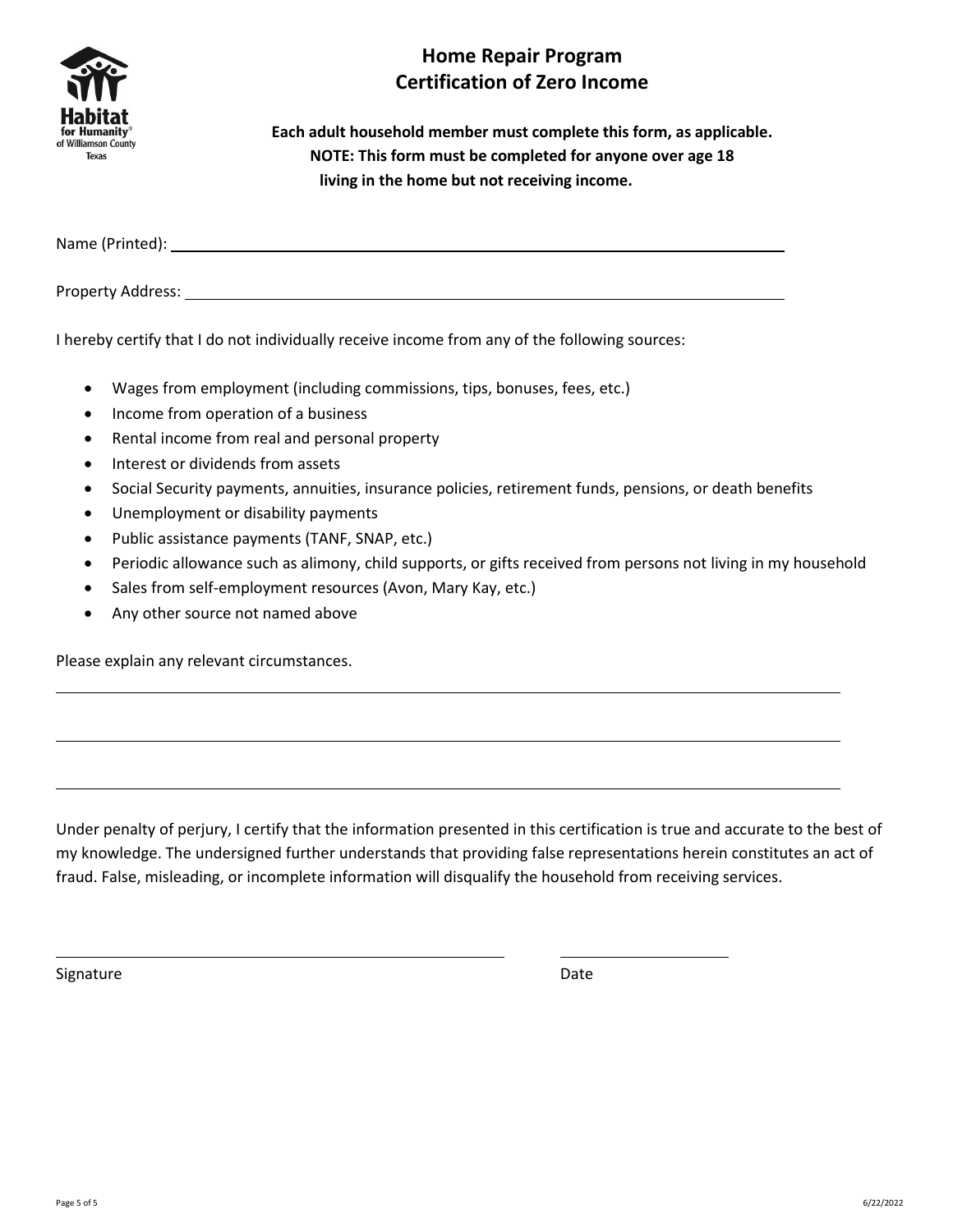Habitat for Humanity of Williamson County Texas

# Home Repair Program
# Certification of Zero Income

**Each adult household member must complete this form, as applicable.**
**NOTE: This form must be completed for anyone over age 18 living in the home but not receiving income.**

Name (Printed): ______________________________________________

Property Address: ______________________________________________

I hereby certify that I do not individually receive income from any of the following sources:

- Wages from employment (including commissions, tips, bonuses, fees, etc.)
- Income from operation of a business
- Rental income from real and personal property
- Interest or dividends from assets
- Social Security payments, annuities, insurance policies, retirement funds, pensions, or death benefits
- Unemployment or disability payments
- Public assistance payments (TANF, SNAP, etc.)
- Periodic allowance such as alimony, child supports, or gifts received from persons not living in my household
- Sales from self-employment resources (Avon, Mary Kay, etc.)
- Any other source not named above

Please explain any relevant circumstances.

______________________________________________

______________________________________________

______________________________________________

Under penalty of perjury, I certify that the information presented in this certification is true and accurate to the best of my knowledge. The undersigned further understands that providing false representations herein constitutes an act of fraud. False, misleading, or incomplete information will disqualify the household from receiving services.

______________________________ ______________

Signature Date

6/22/2022